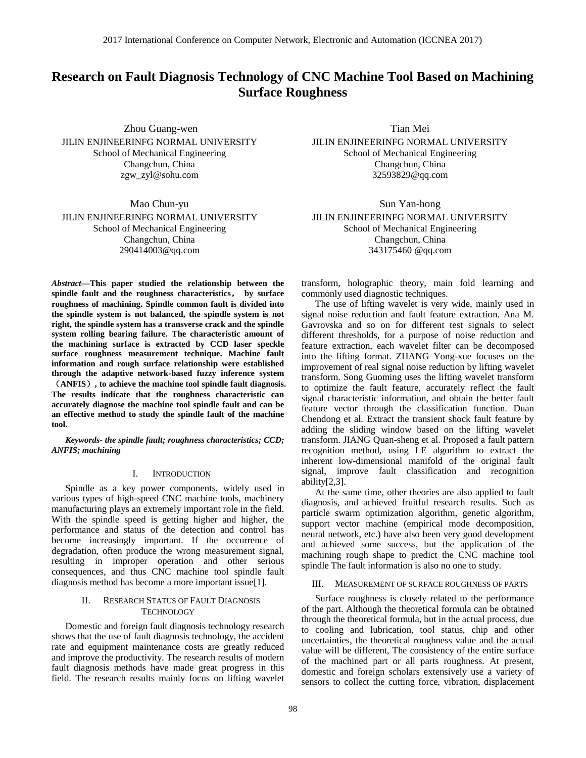# Research on Fault Diagnosis Technology of CNC Machine Tool Based on Machining Surface Roughness

Zhou Guang-wen
JILIN ENJINEERINFG NORMAL UNIVERSITY
School of Mechanical Engineering
Changchun, China
zgw_zyl@sohu.com

Tian Mei
JILIN ENJINEERINFG NORMAL UNIVERSITY
School of Mechanical Engineering
Changchun, China
32593829@qq.com

Mao Chun-yu
JILIN ENJINEERINFG NORMAL UNIVERSITY
School of Mechanical Engineering
Changchun, China
290414003@qq.com

Sun Yan-hong
JILIN ENJINEERINFG NORMAL UNIVERSITY
School of Mechanical Engineering
Changchun, China
343175460 @qq.com

***Abstract*—This paper studied the relationship between the spindle fault and the roughness characteristics， by surface roughness of machining. Spindle common fault is divided into the spindle system is not balanced, the spindle system is not right, the spindle system has a transverse crack and the spindle system rolling bearing failure. The characteristic amount of the machining surface is extracted by CCD laser speckle surface roughness measurement technique. Machine fault information and rough surface relationship were established through the adaptive network-based fuzzy inference system （ANFIS）, to achieve the machine tool spindle fault diagnosis. The results indicate that the roughness characteristic can accurately diagnose the machine tool spindle fault and can be an effective method to study the spindle fault of the machine tool.**

***Keywords- the spindle fault; roughness characteristics; CCD; ANFIS; machining***

## I. Introduction

Spindle as a key power components, widely used in various types of high-speed CNC machine tools, machinery manufacturing plays an extremely important role in the field. With the spindle speed is getting higher and higher, the performance and status of the detection and control has become increasingly important. If the occurrence of degradation, often produce the wrong measurement signal, resulting in improper operation and other serious consequences, and thus CNC machine tool spindle fault diagnosis method has become a more important issue[1].

## II. Research Status of Fault Diagnosis Technology

Domestic and foreign fault diagnosis technology research shows that the use of fault diagnosis technology, the accident rate and equipment maintenance costs are greatly reduced and improve the productivity. The research results of modern fault diagnosis methods have made great progress in this field. The research results mainly focus on lifting wavelet transform, holographic theory, main fold learning and commonly used diagnostic techniques.

The use of lifting wavelet is very wide, mainly used in signal noise reduction and fault feature extraction. Ana M. Gavrovska and so on for different test signals to select different thresholds, for a purpose of noise reduction and feature extraction, each wavelet filter can be decomposed into the lifting format. ZHANG Yong-xue focuses on the improvement of real signal noise reduction by lifting wavelet transform. Song Guoming uses the lifting wavelet transform to optimize the fault feature, accurately reflect the fault signal characteristic information, and obtain the better fault feature vector through the classification function. Duan Chendong et al. Extract the transient shock fault feature by adding the sliding window based on the lifting wavelet transform. JIANG Quan-sheng et al. Proposed a fault pattern recognition method, using LE algorithm to extract the inherent low-dimensional manifold of the original fault signal, improve fault classification and recognition ability[2,3].

At the same time, other theories are also applied to fault diagnosis, and achieved fruitful research results. Such as particle swarm optimization algorithm, genetic algorithm, support vector machine (empirical mode decomposition, neural network, etc.) have also been very good development and achieved some success, but the application of the machining rough shape to predict the CNC machine tool spindle The fault information is also no one to study.

## III. Measurement of Surface Roughness of Parts

Surface roughness is closely related to the performance of the part. Although the theoretical formula can be obtained through the theoretical formula, but in the actual process, due to cooling and lubrication, tool status, chip and other uncertainties, the theoretical roughness value and the actual value will be different, The consistency of the entire surface of the machined part or all parts roughness. At present, domestic and foreign scholars extensively use a variety of sensors to collect the cutting force, vibration, displacement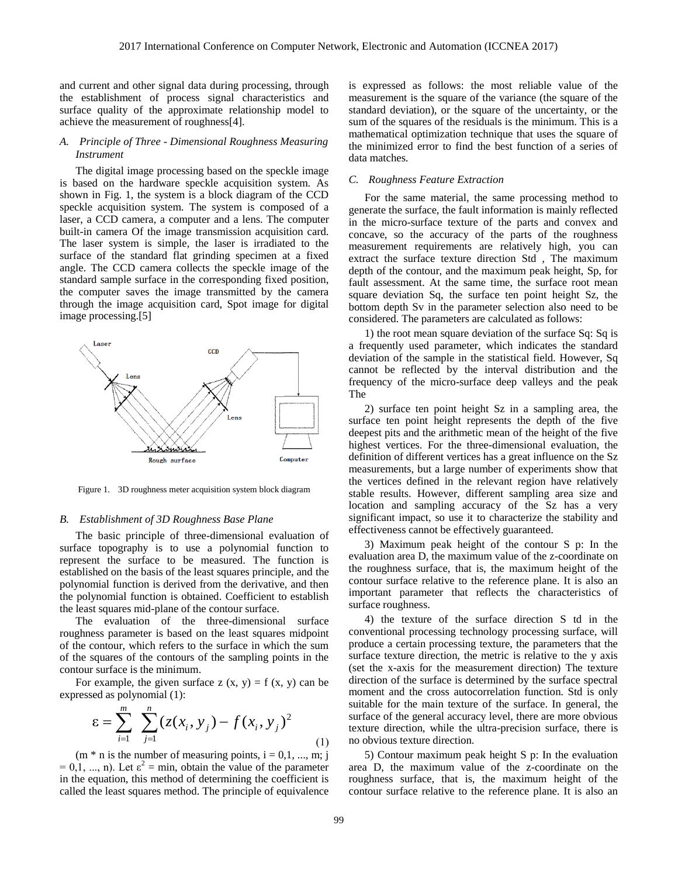and current and other signal data during processing, through the establishment of process signal characteristics and surface quality of the approximate relationship model to achieve the measurement of roughness[4].

### *A. Principle of Three - Dimensional Roughness Measuring Instrument*

The digital image processing based on the speckle image is based on the hardware speckle acquisition system. As shown in Fig. 1, the system is a block diagram of the CCD speckle acquisition system. The system is composed of a laser, a CCD camera, a computer and a lens. The computer built-in camera Of the image transmission acquisition card. The laser system is simple, the laser is irradiated to the surface of the standard flat grinding specimen at a fixed angle. The CCD camera collects the speckle image of the standard sample surface in the corresponding fixed position, the computer saves the image transmitted by the camera through the image acquisition card, Spot image for digital image processing.[5]

Figure 1. 3D roughness meter acquisition system block diagram

### *B. Establishment of 3D Roughness Base Plane*

The basic principle of three-dimensional evaluation of surface topography is to use a polynomial function to represent the surface to be measured. The function is established on the basis of the least squares principle, and the polynomial function is derived from the derivative, and then the polynomial function is obtained. Coefficient to establish the least squares mid-plane of the contour surface.

The evaluation of the three-dimensional surface roughness parameter is based on the least squares midpoint of the contour, which refers to the surface in which the sum of the squares of the contours of the sampling points in the contour surface is the minimum.

For example, the given surface z (x, y) = f (x, y) can be expressed as polynomial (1):

$$\varepsilon = \sum_{i=1}^{m} \sum_{j=1}^{n} (z(x_i, y_j) - f(x_i, y_j))^2 \tag{1}$$

(m * n is the number of measuring points, i = 0,1, ..., m; j = 0,1, ..., n). Let $\varepsilon^2$ = min, obtain the value of the parameter in the equation, this method of determining the coefficient is called the least squares method. The principle of equivalence is expressed as follows: the most reliable value of the measurement is the square of the variance (the square of the standard deviation), or the square of the uncertainty, or the sum of the squares of the residuals is the minimum. This is a mathematical optimization technique that uses the square of the minimized error to find the best function of a series of data matches.

### *C. Roughness Feature Extraction*

For the same material, the same processing method to generate the surface, the fault information is mainly reflected in the micro-surface texture of the parts and convex and concave, so the accuracy of the parts of the roughness measurement requirements are relatively high, you can extract the surface texture direction Std , The maximum depth of the contour, and the maximum peak height, Sp, for fault assessment. At the same time, the surface root mean square deviation Sq, the surface ten point height Sz, the bottom depth Sv in the parameter selection also need to be considered. The parameters are calculated as follows:

1) the root mean square deviation of the surface Sq: Sq is a frequently used parameter, which indicates the standard deviation of the sample in the statistical field. However, Sq cannot be reflected by the interval distribution and the frequency of the micro-surface deep valleys and the peak The

2) surface ten point height Sz in a sampling area, the surface ten point height represents the depth of the five deepest pits and the arithmetic mean of the height of the five highest vertices. For the three-dimensional evaluation, the definition of different vertices has a great influence on the Sz measurements, but a large number of experiments show that the vertices defined in the relevant region have relatively stable results. However, different sampling area size and location and sampling accuracy of the Sz has a very significant impact, so use it to characterize the stability and effectiveness cannot be effectively guaranteed.

3) Maximum peak height of the contour S p: In the evaluation area D, the maximum value of the z-coordinate on the roughness surface, that is, the maximum height of the contour surface relative to the reference plane. It is also an important parameter that reflects the characteristics of surface roughness.

4) the texture of the surface direction S td in the conventional processing technology processing surface, will produce a certain processing texture, the parameters that the surface texture direction, the metric is relative to the y axis (set the x-axis for the measurement direction) The texture direction of the surface is determined by the surface spectral moment and the cross autocorrelation function. Std is only suitable for the main texture of the surface. In general, the surface of the general accuracy level, there are more obvious texture direction, while the ultra-precision surface, there is no obvious texture direction.

5) Contour maximum peak height S p: In the evaluation area D, the maximum value of the z-coordinate on the roughness surface, that is, the maximum height of the contour surface relative to the reference plane. It is also an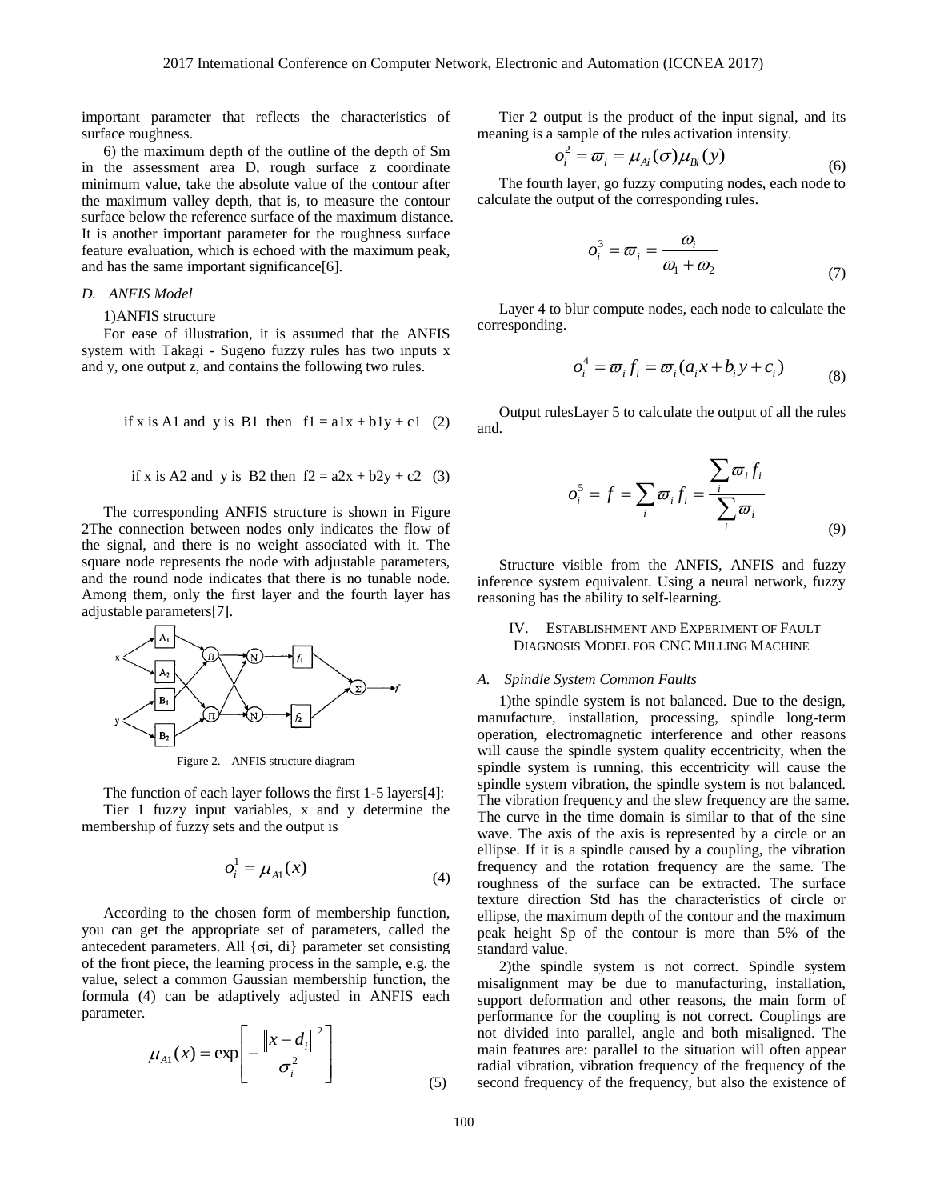important parameter that reflects the characteristics of surface roughness.

6) the maximum depth of the outline of the depth of Sm in the assessment area D, rough surface z coordinate minimum value, take the absolute value of the contour after the maximum valley depth, that is, to measure the contour surface below the reference surface of the maximum distance. It is another important parameter for the roughness surface feature evaluation, which is echoed with the maximum peak, and has the same important significance[6].

### D. ANFIS Model

1)ANFIS structure

For ease of illustration, it is assumed that the ANFIS system with Takagi - Sugeno fuzzy rules has two inputs x and y, one output z, and contains the following two rules.

if x is A1 and y is B1 then f1 = a1x + b1y + c1 (2)

if x is A2 and y is B2 then f2 = a2x + b2y + c2 (3)

The corresponding ANFIS structure is shown in Figure 2The connection between nodes only indicates the flow of the signal, and there is no weight associated with it. The square node represents the node with adjustable parameters, and the round node indicates that there is no tunable node. Among them, only the first layer and the fourth layer has adjustable parameters[7].

Figure 2. ANFIS structure diagram

The function of each layer follows the first 1-5 layers[4]:

Tier 1 fuzzy input variables, x and y determine the membership of fuzzy sets and the output is

$$o_i^1 = \mu_{A1}(x) \tag{4}$$

According to the chosen form of membership function, you can get the appropriate set of parameters, called the antecedent parameters. All {σi, di} parameter set consisting of the front piece, the learning process in the sample, e.g. the value, select a common Gaussian membership function, the formula (4) can be adaptively adjusted in ANFIS each parameter.

$$\mu_{A1}(x) = \exp\left[-\frac{\|x - d_i\|^2}{\sigma_i^2}\right] \tag{5}$$

Tier 2 output is the product of the input signal, and its meaning is a sample of the rules activation intensity.

$$o_i^2 = \varpi_i = \mu_{Ai}(\sigma)\mu_{Bi}(y) \tag{6}$$

The fourth layer, go fuzzy computing nodes, each node to calculate the output of the corresponding rules.

$$o_i^3 = \varpi_i = \frac{\omega_i}{\omega_1 + \omega_2} \tag{7}$$

Layer 4 to blur compute nodes, each node to calculate the corresponding.

$$o_i^4 = \varpi_i f_i = \varpi_i(a_i x + b_i y + c_i) \tag{8}$$

Output rulesLayer 5 to calculate the output of all the rules and.

$$o_i^5 = f = \sum_i \varpi_i f_i = \frac{\sum_i \varpi_i f_i}{\sum_i \varpi_i} \tag{9}$$

Structure visible from the ANFIS, ANFIS and fuzzy inference system equivalent. Using a neural network, fuzzy reasoning has the ability to self-learning.

## IV. ESTABLISHMENT AND EXPERIMENT OF FAULT DIAGNOSIS MODEL FOR CNC MILLING MACHINE

### A. Spindle System Common Faults

1)the spindle system is not balanced. Due to the design, manufacture, installation, processing, spindle long-term operation, electromagnetic interference and other reasons will cause the spindle system quality eccentricity, when the spindle system is running, this eccentricity will cause the spindle system vibration, the spindle system is not balanced. The vibration frequency and the slew frequency are the same. The curve in the time domain is similar to that of the sine wave. The axis of the axis is represented by a circle or an ellipse. If it is a spindle caused by a coupling, the vibration frequency and the rotation frequency are the same. The roughness of the surface can be extracted. The surface texture direction Std has the characteristics of circle or ellipse, the maximum depth of the contour and the maximum peak height Sp of the contour is more than 5% of the standard value.

2)the spindle system is not correct. Spindle system misalignment may be due to manufacturing, installation, support deformation and other reasons, the main form of performance for the coupling is not correct. Couplings are not divided into parallel, angle and both misaligned. The main features are: parallel to the situation will often appear radial vibration, vibration frequency of the frequency of the second frequency of the frequency, but also the existence of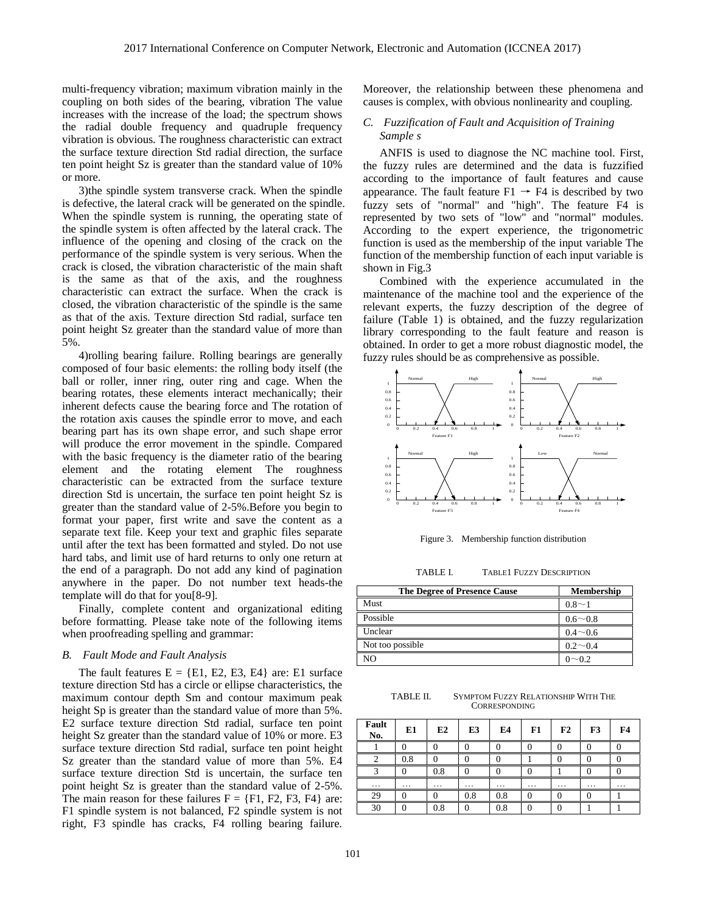multi-frequency vibration; maximum vibration mainly in the coupling on both sides of the bearing, vibration The value increases with the increase of the load; the spectrum shows the radial double frequency and quadruple frequency vibration is obvious. The roughness characteristic can extract the surface texture direction Std radial direction, the surface ten point height Sz is greater than the standard value of 10% or more.

3)the spindle system transverse crack. When the spindle is defective, the lateral crack will be generated on the spindle. When the spindle system is running, the operating state of the spindle system is often affected by the lateral crack. The influence of the opening and closing of the crack on the performance of the spindle system is very serious. When the crack is closed, the vibration characteristic of the main shaft is the same as that of the axis, and the roughness characteristic can extract the surface. When the crack is closed, the vibration characteristic of the spindle is the same as that of the axis. Texture direction Std radial, surface ten point height Sz greater than the standard value of more than 5%.

4)rolling bearing failure. Rolling bearings are generally composed of four basic elements: the rolling body itself (the ball or roller, inner ring, outer ring and cage. When the bearing rotates, these elements interact mechanically; their inherent defects cause the bearing force and The rotation of the rotation axis causes the spindle error to move, and each bearing part has its own shape error, and such shape error will produce the error movement in the spindle. Compared with the basic frequency is the diameter ratio of the bearing element and the rotating element The roughness characteristic can be extracted from the surface texture direction Std is uncertain, the surface ten point height Sz is greater than the standard value of 2-5%.Before you begin to format your paper, first write and save the content as a separate text file. Keep your text and graphic files separate until after the text has been formatted and styled. Do not use hard tabs, and limit use of hard returns to only one return at the end of a paragraph. Do not add any kind of pagination anywhere in the paper. Do not number text heads-the template will do that for you[8-9].

Finally, complete content and organizational editing before formatting. Please take note of the following items when proofreading spelling and grammar:

## *B. Fault Mode and Fault Analysis*

The fault features E = {E1, E2, E3, E4} are: E1 surface texture direction Std has a circle or ellipse characteristics, the maximum contour depth Sm and contour maximum peak height Sp is greater than the standard value of more than 5%. E2 surface texture direction Std radial, surface ten point height Sz greater than the standard value of 10% or more. E3 surface texture direction Std radial, surface ten point height Sz greater than the standard value of more than 5%. E4 surface texture direction Std is uncertain, the surface ten point height Sz is greater than the standard value of 2-5%. The main reason for these failures F = {F1, F2, F3, F4} are: F1 spindle system is not balanced, F2 spindle system is not right, F3 spindle has cracks, F4 rolling bearing failure. Moreover, the relationship between these phenomena and causes is complex, with obvious nonlinearity and coupling.

## *C. Fuzzification of Fault and Acquisition of Training Sample s*

ANFIS is used to diagnose the NC machine tool. First, the fuzzy rules are determined and the data is fuzzified according to the importance of fault features and cause appearance. The fault feature F1 → F4 is described by two fuzzy sets of "normal" and "high". The feature F4 is represented by two sets of "low" and "normal" modules. According to the expert experience, the trigonometric function is used as the membership of the input variable The function of the membership function of each input variable is shown in Fig.3

Combined with the experience accumulated in the maintenance of the machine tool and the experience of the relevant experts, the fuzzy description of the degree of failure (Table 1) is obtained, and the fuzzy regularization library corresponding to the fault feature and reason is obtained. In order to get a more robust diagnostic model, the fuzzy rules should be as comprehensive as possible.

Normal High
1 0.8 0.6 0.4 0.2 0
0 0.2 0.4 0.6 0.8 1
Feature F1

Normal High
1 0.8 0.6 0.4 0.2 0
0 0.2 0.4 0.6 0.8 1
Feature F2

Normal High
1 0.8 0.6 0.4 0.2 0
0 0.2 0.4 0.6 0.8 1
Feature F3

Low Normal
1 0.8 0.6 0.4 0.2 0
0 0.2 0.4 0.6 0.8 1
Feature F4

Figure 3. Membership function distribution

TABLE I. TABLE1 FUZZY DESCRIPTION

| The Degree of Presence Cause | Membership |
|---|---|
| Must | 0.8～1 |
| Possible | 0.6～0.8 |
| Unclear | 0.4～0.6 |
| Not too possible | 0.2～0.4 |
| NO | 0～0.2 |

TABLE II. SYMPTOM FUZZY RELATIONSHIP WITH THE CORRESPONDING

| Fault No. | E1 | E2 | E3 | E4 | F1 | F2 | F3 | F4 |
|---|---|---|---|---|---|---|---|---|
| 1 | 0 | 0 | 0 | 0 | 0 | 0 | 0 | 0 |
| 2 | 0.8 | 0 | 0 | 0 | 1 | 0 | 0 | 0 |
| 3 | 0 | 0.8 | 0 | 0 | 0 | 1 | 0 | 0 |
| … | … | … | … | … | … | … | … | … |
| 29 | 0 | 0 | 0.8 | 0.8 | 0 | 0 | 0 | 1 |
| 30 | 0 | 0.8 | 0 | 0.8 | 0 | 0 | 1 | 1 |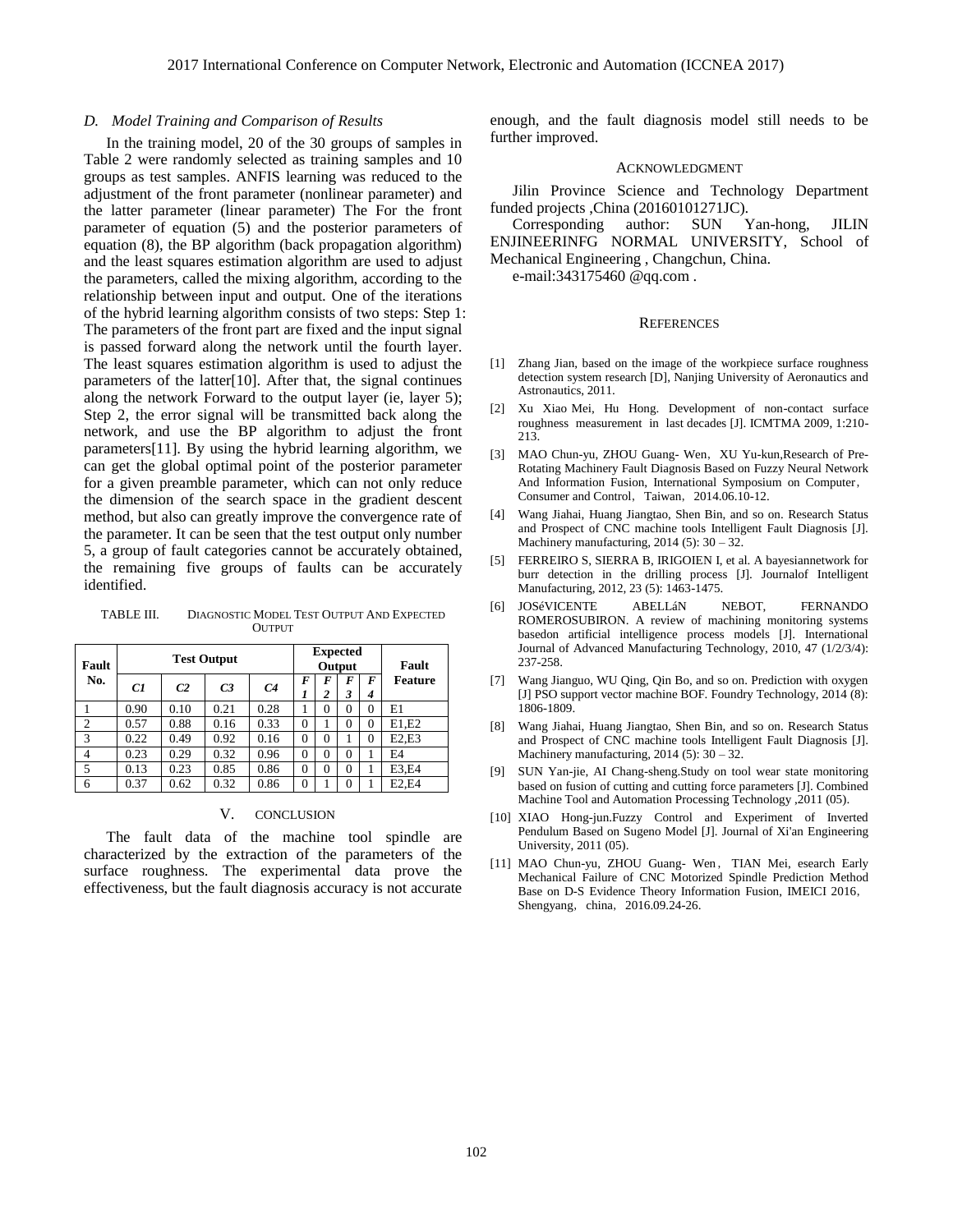### D. Model Training and Comparison of Results

In the training model, 20 of the 30 groups of samples in Table 2 were randomly selected as training samples and 10 groups as test samples. ANFIS learning was reduced to the adjustment of the front parameter (nonlinear parameter) and the latter parameter (linear parameter) The For the front parameter of equation (5) and the posterior parameters of equation (8), the BP algorithm (back propagation algorithm) and the least squares estimation algorithm are used to adjust the parameters, called the mixing algorithm, according to the relationship between input and output. One of the iterations of the hybrid learning algorithm consists of two steps: Step 1: The parameters of the front part are fixed and the input signal is passed forward along the network until the fourth layer. The least squares estimation algorithm is used to adjust the parameters of the latter[10]. After that, the signal continues along the network Forward to the output layer (ie, layer 5); Step 2, the error signal will be transmitted back along the network, and use the BP algorithm to adjust the front parameters[11]. By using the hybrid learning algorithm, we can get the global optimal point of the posterior parameter for a given preamble parameter, which can not only reduce the dimension of the search space in the gradient descent method, but also can greatly improve the convergence rate of the parameter. It can be seen that the test output only number 5, a group of fault categories cannot be accurately obtained, the remaining five groups of faults can be accurately identified.

TABLE III. DIAGNOSTIC MODEL TEST OUTPUT AND EXPECTED OUTPUT

| Fault No. | Test Output | | | | Expected Output | | | | Fault Feature |
|---|---|---|---|---|---|---|---|---|---|
| | *C1* | *C2* | *C3* | *C4* | *F 1* | *F 2* | *F 3* | *F 4* | |
| 1 | 0.90 | 0.10 | 0.21 | 0.28 | 1 | 0 | 0 | 0 | E1 |
| 2 | 0.57 | 0.88 | 0.16 | 0.33 | 0 | 1 | 0 | 0 | E1,E2 |
| 3 | 0.22 | 0.49 | 0.92 | 0.16 | 0 | 0 | 1 | 0 | E2,E3 |
| 4 | 0.23 | 0.29 | 0.32 | 0.96 | 0 | 0 | 0 | 1 | E4 |
| 5 | 0.13 | 0.23 | 0.85 | 0.86 | 0 | 0 | 0 | 1 | E3,E4 |
| 6 | 0.37 | 0.62 | 0.32 | 0.86 | 0 | 1 | 0 | 1 | E2,E4 |

## V. CONCLUSION

The fault data of the machine tool spindle are characterized by the extraction of the parameters of the surface roughness. The experimental data prove the effectiveness, but the fault diagnosis accuracy is not accurate enough, and the fault diagnosis model still needs to be further improved.

## ACKNOWLEDGMENT

Jilin Province Science and Technology Department funded projects ,China (20160101271JC).

Corresponding author: SUN Yan-hong, JILIN ENJINEERINFG NORMAL UNIVERSITY, School of Mechanical Engineering , Changchun, China.

e-mail:343175460 @qq.com .

## REFERENCES

[1] Zhang Jian, based on the image of the workpiece surface roughness detection system research [D], Nanjing University of Aeronautics and Astronautics, 2011.

[2] Xu Xiao Mei, Hu Hong. Development of non-contact surface roughness measurement in last decades [J]. ICMTMA 2009, 1:210-213.

[3] MAO Chun-yu, ZHOU Guang- Wen，XU Yu-kun,Research of Pre-Rotating Machinery Fault Diagnosis Based on Fuzzy Neural Network And Information Fusion, International Symposium on Computer，Consumer and Control，Taiwan，2014.06.10-12.

[4] Wang Jiahai, Huang Jiangtao, Shen Bin, and so on. Research Status and Prospect of CNC machine tools Intelligent Fault Diagnosis [J]. Machinery manufacturing, 2014 (5): 30 – 32.

[5] FERREIRO S, SIERRA B, IRIGOIEN I, et al. A bayesiannetwork for burr detection in the drilling process [J]. Journalof Intelligent Manufacturing, 2012, 23 (5): 1463-1475.

[6] JOSéVICENTE ABELLáN NEBOT, FERNANDO ROMEROSUBIRON. A review of machining monitoring systems basedon artificial intelligence process models [J]. International Journal of Advanced Manufacturing Technology, 2010, 47 (1/2/3/4): 237-258.

[7] Wang Jianguo, WU Qing, Qin Bo, and so on. Prediction with oxygen [J] PSO support vector machine BOF. Foundry Technology, 2014 (8): 1806-1809.

[8] Wang Jiahai, Huang Jiangtao, Shen Bin, and so on. Research Status and Prospect of CNC machine tools Intelligent Fault Diagnosis [J]. Machinery manufacturing, 2014 (5): 30 – 32.

[9] SUN Yan-jie, AI Chang-sheng.Study on tool wear state monitoring based on fusion of cutting and cutting force parameters [J]. Combined Machine Tool and Automation Processing Technology ,2011 (05).

[10] XIAO Hong-jun.Fuzzy Control and Experiment of Inverted Pendulum Based on Sugeno Model [J]. Journal of Xi'an Engineering University, 2011 (05).

[11] MAO Chun-yu, ZHOU Guang- Wen，TIAN Mei, esearch Early Mechanical Failure of CNC Motorized Spindle Prediction Method Base on D-S Evidence Theory Information Fusion, IMEICI 2016，Shengyang，china，2016.09.24-26.